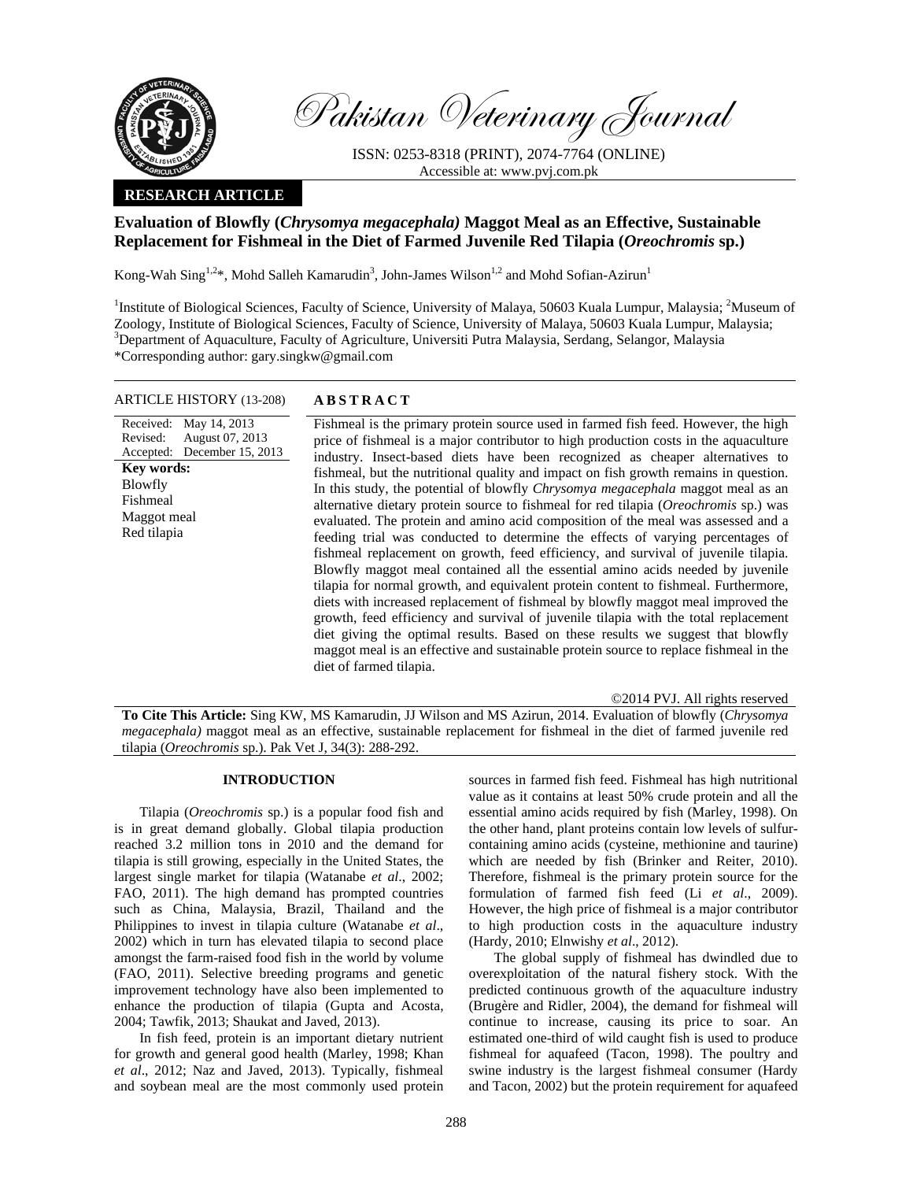Pakistan Veterinary Journal

ISSN: 0253-8318 (PRINT), 2074-7764 (ONLINE)
Accessible at: www.pvj.com.pk

**RESEARCH ARTICLE**

# Evaluation of Blowfly (*Chrysomya megacephala)* Maggot Meal as an Effective, Sustainable Replacement for Fishmeal in the Diet of Farmed Juvenile Red Tilapia (*Oreochromis* sp.)

Kong-Wah Sing[1,2]*, Mohd Salleh Kamarudin[3], John-James Wilson[1,2] and Mohd Sofian-Azirun[1]

[1]Institute of Biological Sciences, Faculty of Science, University of Malaya, 50603 Kuala Lumpur, Malaysia; [2]Museum of Zoology, Institute of Biological Sciences, Faculty of Science, University of Malaya, 50603 Kuala Lumpur, Malaysia; [3]Department of Aquaculture, Faculty of Agriculture, Universiti Putra Malaysia, Serdang, Selangor, Malaysia
*Corresponding author: gary.singkw@gmail.com

**ARTICLE HISTORY** (13-208)

Received: May 14, 2013
Revised: August 07, 2013
Accepted: December 15, 2013

**Key words:**
Blowfly
Fishmeal
Maggot meal
Red tilapia

**ABSTRACT**

Fishmeal is the primary protein source used in farmed fish feed. However, the high price of fishmeal is a major contributor to high production costs in the aquaculture industry. Insect-based diets have been recognized as cheaper alternatives to fishmeal, but the nutritional quality and impact on fish growth remains in question. In this study, the potential of blowfly *Chrysomya megacephala* maggot meal as an alternative dietary protein source to fishmeal for red tilapia (*Oreochromis* sp.) was evaluated. The protein and amino acid composition of the meal was assessed and a feeding trial was conducted to determine the effects of varying percentages of fishmeal replacement on growth, feed efficiency, and survival of juvenile tilapia. Blowfly maggot meal contained all the essential amino acids needed by juvenile tilapia for normal growth, and equivalent protein content to fishmeal. Furthermore, diets with increased replacement of fishmeal by blowfly maggot meal improved the growth, feed efficiency and survival of juvenile tilapia with the total replacement diet giving the optimal results. Based on these results we suggest that blowfly maggot meal is an effective and sustainable protein source to replace fishmeal in the diet of farmed tilapia.

©2014 PVJ. All rights reserved

**To Cite This Article:** Sing KW, MS Kamarudin, JJ Wilson and MS Azirun, 2014. Evaluation of blowfly (*Chrysomya megacephala)* maggot meal as an effective, sustainable replacement for fishmeal in the diet of farmed juvenile red tilapia (*Oreochromis* sp.). Pak Vet J, 34(3): 288-292.

## INTRODUCTION

Tilapia (*Oreochromis* sp.) is a popular food fish and is in great demand globally. Global tilapia production reached 3.2 million tons in 2010 and the demand for tilapia is still growing, especially in the United States, the largest single market for tilapia (Watanabe *et al*., 2002; FAO, 2011). The high demand has prompted countries such as China, Malaysia, Brazil, Thailand and the Philippines to invest in tilapia culture (Watanabe *et al*., 2002) which in turn has elevated tilapia to second place amongst the farm-raised food fish in the world by volume (FAO, 2011). Selective breeding programs and genetic improvement technology have also been implemented to enhance the production of tilapia (Gupta and Acosta, 2004; Tawfik, 2013; Shaukat and Javed, 2013).

In fish feed, protein is an important dietary nutrient for growth and general good health (Marley, 1998; Khan *et al*., 2012; Naz and Javed, 2013). Typically, fishmeal and soybean meal are the most commonly used protein sources in farmed fish feed. Fishmeal has high nutritional value as it contains at least 50% crude protein and all the essential amino acids required by fish (Marley, 1998). On the other hand, plant proteins contain low levels of sulfur-containing amino acids (cysteine, methionine and taurine) which are needed by fish (Brinker and Reiter, 2010). Therefore, fishmeal is the primary protein source for the formulation of farmed fish feed (Li *et al*., 2009). However, the high price of fishmeal is a major contributor to high production costs in the aquaculture industry (Hardy, 2010; Elnwishy *et al*., 2012).

The global supply of fishmeal has dwindled due to overexploitation of the natural fishery stock. With the predicted continuous growth of the aquaculture industry (Brugère and Ridler, 2004), the demand for fishmeal will continue to increase, causing its price to soar. An estimated one-third of wild caught fish is used to produce fishmeal for aquafeed (Tacon, 1998). The poultry and swine industry is the largest fishmeal consumer (Hardy and Tacon, 2002) but the protein requirement for aquafeed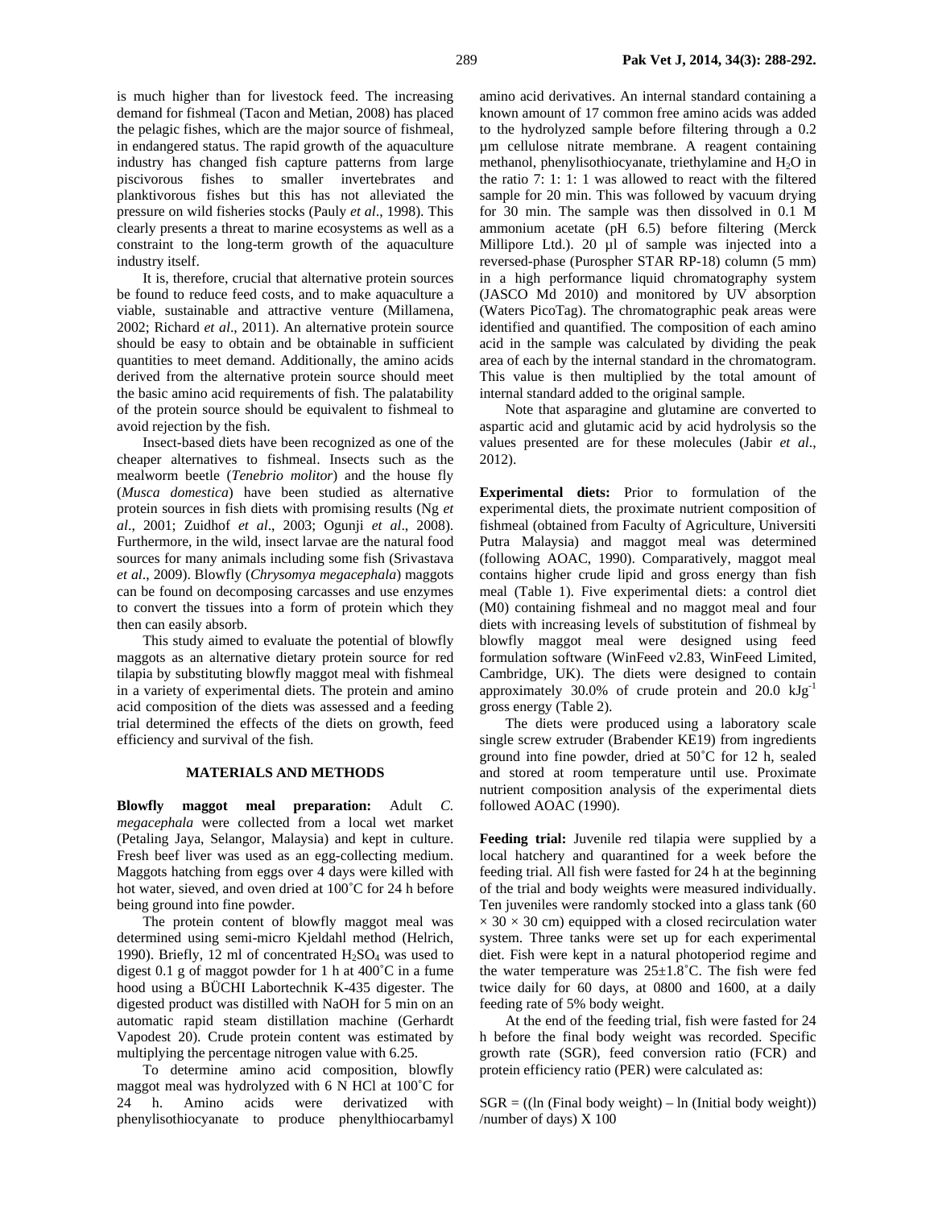is much higher than for livestock feed. The increasing demand for fishmeal (Tacon and Metian, 2008) has placed the pelagic fishes, which are the major source of fishmeal, in endangered status. The rapid growth of the aquaculture industry has changed fish capture patterns from large piscivorous fishes to smaller invertebrates and planktivorous fishes but this has not alleviated the pressure on wild fisheries stocks (Pauly *et al*., 1998). This clearly presents a threat to marine ecosystems as well as a constraint to the long-term growth of the aquaculture industry itself.

It is, therefore, crucial that alternative protein sources be found to reduce feed costs, and to make aquaculture a viable, sustainable and attractive venture (Millamena, 2002; Richard *et al*., 2011). An alternative protein source should be easy to obtain and be obtainable in sufficient quantities to meet demand. Additionally, the amino acids derived from the alternative protein source should meet the basic amino acid requirements of fish. The palatability of the protein source should be equivalent to fishmeal to avoid rejection by the fish.

Insect-based diets have been recognized as one of the cheaper alternatives to fishmeal. Insects such as the mealworm beetle (*Tenebrio molitor*) and the house fly (*Musca domestica*) have been studied as alternative protein sources in fish diets with promising results (Ng *et al*., 2001; Zuidhof *et al*., 2003; Ogunji *et al*., 2008). Furthermore, in the wild, insect larvae are the natural food sources for many animals including some fish (Srivastava *et al*., 2009). Blowfly (*Chrysomya megacephala*) maggots can be found on decomposing carcasses and use enzymes to convert the tissues into a form of protein which they then can easily absorb.

This study aimed to evaluate the potential of blowfly maggots as an alternative dietary protein source for red tilapia by substituting blowfly maggot meal with fishmeal in a variety of experimental diets. The protein and amino acid composition of the diets was assessed and a feeding trial determined the effects of the diets on growth, feed efficiency and survival of the fish.

## MATERIALS AND METHODS

**Blowfly maggot meal preparation:** Adult *C. megacephala* were collected from a local wet market (Petaling Jaya, Selangor, Malaysia) and kept in culture. Fresh beef liver was used as an egg-collecting medium. Maggots hatching from eggs over 4 days were killed with hot water, sieved, and oven dried at 100˚C for 24 h before being ground into fine powder.

The protein content of blowfly maggot meal was determined using semi-micro Kjeldahl method (Helrich, 1990). Briefly, 12 ml of concentrated $H_2SO_4$ was used to digest 0.1 g of maggot powder for 1 h at 400˚C in a fume hood using a BÜCHI Labortechnik K-435 digester. The digested product was distilled with NaOH for 5 min on an automatic rapid steam distillation machine (Gerhardt Vapodest 20). Crude protein content was estimated by multiplying the percentage nitrogen value with 6.25.

To determine amino acid composition, blowfly maggot meal was hydrolyzed with 6 N HCl at 100˚C for 24 h. Amino acids were derivatized with phenylisothiocyanate to produce phenylthiocarbamyl amino acid derivatives. An internal standard containing a known amount of 17 common free amino acids was added to the hydrolyzed sample before filtering through a 0.2 µm cellulose nitrate membrane. A reagent containing methanol, phenylisothiocyanate, triethylamine and $H_2O$ in the ratio 7: 1: 1: 1 was allowed to react with the filtered sample for 20 min. This was followed by vacuum drying for 30 min. The sample was then dissolved in 0.1 M ammonium acetate (pH 6.5) before filtering (Merck Millipore Ltd.). 20 µl of sample was injected into a reversed-phase (Purospher STAR RP-18) column (5 mm) in a high performance liquid chromatography system (JASCO Md 2010) and monitored by UV absorption (Waters PicoTag). The chromatographic peak areas were identified and quantified. The composition of each amino acid in the sample was calculated by dividing the peak area of each by the internal standard in the chromatogram. This value is then multiplied by the total amount of internal standard added to the original sample.

Note that asparagine and glutamine are converted to aspartic acid and glutamic acid by acid hydrolysis so the values presented are for these molecules (Jabir *et al*., 2012).

**Experimental diets:** Prior to formulation of the experimental diets, the proximate nutrient composition of fishmeal (obtained from Faculty of Agriculture, Universiti Putra Malaysia) and maggot meal was determined (following AOAC, 1990). Comparatively, maggot meal contains higher crude lipid and gross energy than fish meal (Table 1). Five experimental diets: a control diet (M0) containing fishmeal and no maggot meal and four diets with increasing levels of substitution of fishmeal by blowfly maggot meal were designed using feed formulation software (WinFeed v2.83, WinFeed Limited, Cambridge, UK). The diets were designed to contain approximately 30.0% of crude protein and 20.0 $kJg^{-1}$ gross energy (Table 2).

The diets were produced using a laboratory scale single screw extruder (Brabender KE19) from ingredients ground into fine powder, dried at 50˚C for 12 h, sealed and stored at room temperature until use. Proximate nutrient composition analysis of the experimental diets followed AOAC (1990).

**Feeding trial:** Juvenile red tilapia were supplied by a local hatchery and quarantined for a week before the feeding trial. All fish were fasted for 24 h at the beginning of the trial and body weights were measured individually. Ten juveniles were randomly stocked into a glass tank (60 × 30 × 30 cm) equipped with a closed recirculation water system. Three tanks were set up for each experimental diet. Fish were kept in a natural photoperiod regime and the water temperature was 25±1.8˚C. The fish were fed twice daily for 60 days, at 0800 and 1600, at a daily feeding rate of 5% body weight.

At the end of the feeding trial, fish were fasted for 24 h before the final body weight was recorded. Specific growth rate (SGR), feed conversion ratio (FCR) and protein efficiency ratio (PER) were calculated as:

$$SGR = ((\ln(\text{Final body weight}) - \ln(\text{Initial body weight})) / \text{number of days}) \times 100$$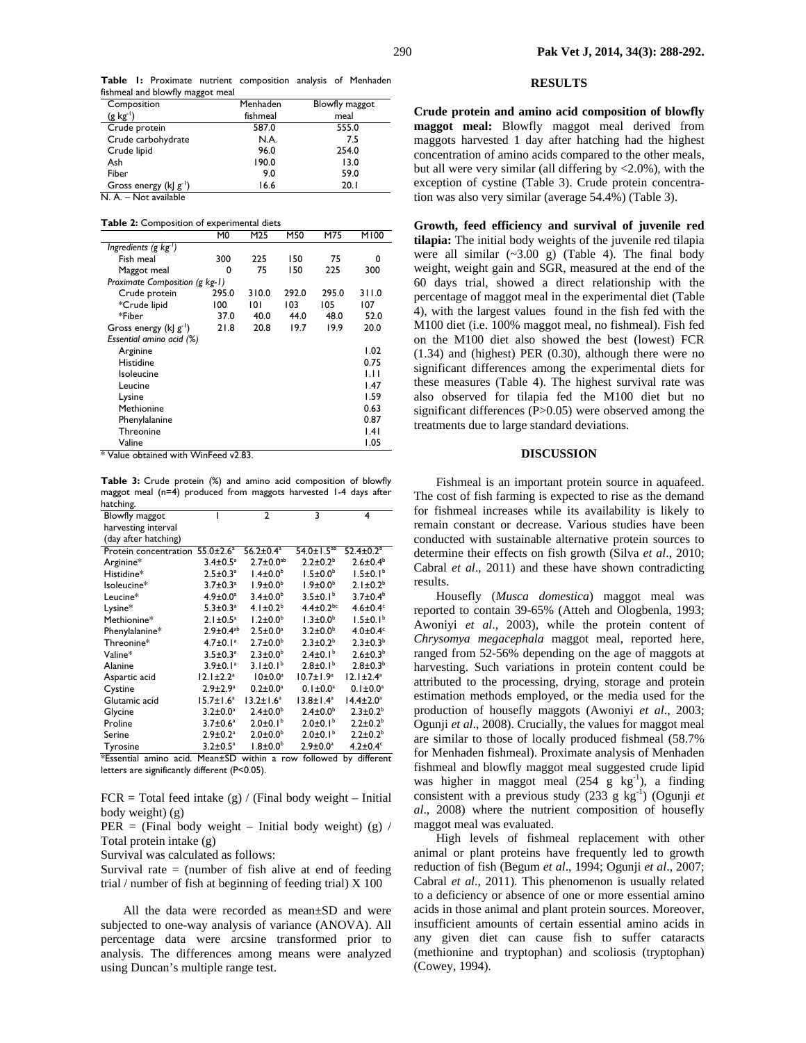**Table 1:** Proximate nutrient composition analysis of Menhaden fishmeal and blowfly maggot meal

| Composition ($g\ kg^{-1}$) | Menhaden fishmeal | Blowfly maggot meal |
|---|---|---|
| Crude protein | 587.0 | 555.0 |
| Crude carbohydrate | N.A. | 7.5 |
| Crude lipid | 96.0 | 254.0 |
| Ash | 190.0 | 13.0 |
| Fiber | 9.0 | 59.0 |
| Gross energy ($kJ\ g^{-1}$) | 16.6 | 20.1 |

N. A. – Not available

**Table 2:** Composition of experimental diets

| | M0 | M25 | M50 | M75 | M100 |
|---|---|---|---|---|---|
| *Ingredients ($g\ kg^{-1}$)* | | | | | |
| Fish meal | 300 | 225 | 150 | 75 | 0 |
| Maggot meal | 0 | 75 | 150 | 225 | 300 |
| *Proximate Composition (g kg-1)* | | | | | |
| Crude protein | 295.0 | 310.0 | 292.0 | 295.0 | 311.0 |
| *Crude lipid | 100 | 101 | 103 | 105 | 107 |
| *Fiber | 37.0 | 40.0 | 44.0 | 48.0 | 52.0 |
| Gross energy ($kJ\ g^{-1}$) | 21.8 | 20.8 | 19.7 | 19.9 | 20.0 |
| *Essential amino acid (%)* | | | | | |
| Arginine | | | | | 1.02 |
| Histidine | | | | | 0.75 |
| Isoleucine | | | | | 1.11 |
| Leucine | | | | | 1.47 |
| Lysine | | | | | 1.59 |
| Methionine | | | | | 0.63 |
| Phenylalanine | | | | | 0.87 |
| Threonine | | | | | 1.41 |
| Valine | | | | | 1.05 |

\* Value obtained with WinFeed v2.83.

**Table 3:** Crude protein (%) and amino acid composition of blowfly maggot meal (n=4) produced from maggots harvested 1-4 days after hatching.

| Blowfly maggot harvesting interval (day after hatching) | 1 | 2 | 3 | 4 |
|---|---|---|---|---|
| Protein concentration | 55.0±2.6[a] | 56.2±0.4[a] | 54.0±1.5[ab] | 52.4±0.2[b] |
| Arginine* | 3.4±0.5[a] | 2.7±0.0[ab] | 2.2±0.2[b] | 2.6±0.4[b] |
| Histidine* | 2.5±0.3[a] | 1.4±0.0[b] | 1.5±0.0[b] | 1.5±0.1[b] |
| Isoleucine* | 3.7±0.3[a] | 1.9±0.0[b] | 1.9±0.0[b] | 2.1±0.2[b] |
| Leucine* | 4.9±0.0[a] | 3.4±0.0[b] | 3.5±0.1[b] | 3.7±0.4[b] |
| Lysine* | 5.3±0.3[a] | 4.1±0.2[b] | 4.4±0.2[bc] | 4.6±0.4[c] |
| Methionine* | 2.1±0.5[a] | 1.2±0.0[b] | 1.3±0.0[b] | 1.5±0.1[b] |
| Phenylalanine* | 2.9±0.4[ab] | 2.5±0.0[a] | 3.2±0.0[b] | 4.0±0.4[c] |
| Threonine* | 4.7±0.1[a] | 2.7±0.0[b] | 2.3±0.2[b] | 2.3±0.3[b] |
| Valine* | 3.5±0.3[a] | 2.3±0.0[b] | 2.4±0.1[b] | 2.6±0.3[b] |
| Alanine | 3.9±0.1[a] | 3.1±0.1[b] | 2.8±0.1[b] | 2.8±0.3[b] |
| Aspartic acid | 12.1±2.2[a] | 10±0.0[a] | 10.7±1.9[a] | 12.1±2.4[a] |
| Cystine | 2.9±2.9[a] | 0.2±0.0[a] | 0.1±0.0[a] | 0.1±0.0[a] |
| Glutamic acid | 15.7±1.6[a] | 13.2±1.6[a] | 13.8±1.4[a] | 14.4±2.0[a] |
| Glycine | 3.2±0.0[a] | 2.4±0.0[b] | 2.4±0.0[b] | 2.3±0.2[b] |
| Proline | 3.7±0.6[a] | 2.0±0.1[b] | 2.0±0.1[b] | 2.2±0.2[b] |
| Serine | 2.9±0.2[a] | 2.0±0.0[b] | 2.0±0.1[b] | 2.2±0.2[b] |
| Tyrosine | 3.2±0.5[a] | 1.8±0.0[b] | 2.9±0.0[a] | 4.2±0.4[c] |

*Essential amino acid. Mean±SD within a row followed by different letters are significantly different (P<0.05).

FCR = Total feed intake (g) / (Final body weight – Initial body weight) (g)

PER = (Final body weight – Initial body weight) (g) / Total protein intake (g)

Survival was calculated as follows:

Survival rate = (number of fish alive at end of feeding trial / number of fish at beginning of feeding trial) X 100

All the data were recorded as mean±SD and were subjected to one-way analysis of variance (ANOVA). All percentage data were arcsine transformed prior to analysis. The differences among means were analyzed using Duncan's multiple range test.

## RESULTS

**Crude protein and amino acid composition of blowfly maggot meal:** Blowfly maggot meal derived from maggots harvested 1 day after hatching had the highest concentration of amino acids compared to the other meals, but all were very similar (all differing by <2.0%), with the exception of cystine (Table 3). Crude protein concentration was also very similar (average 54.4%) (Table 3).

**Growth, feed efficiency and survival of juvenile red tilapia:** The initial body weights of the juvenile red tilapia were all similar (~3.00 g) (Table 4). The final body weight, weight gain and SGR, measured at the end of the 60 days trial, showed a direct relationship with the percentage of maggot meal in the experimental diet (Table 4), with the largest values found in the fish fed with the M100 diet (i.e. 100% maggot meal, no fishmeal). Fish fed on the M100 diet also showed the best (lowest) FCR (1.34) and (highest) PER (0.30), although there were no significant differences among the experimental diets for these measures (Table 4). The highest survival rate was also observed for tilapia fed the M100 diet but no significant differences (P>0.05) were observed among the treatments due to large standard deviations.

## DISCUSSION

Fishmeal is an important protein source in aquafeed. The cost of fish farming is expected to rise as the demand for fishmeal increases while its availability is likely to remain constant or decrease. Various studies have been conducted with sustainable alternative protein sources to determine their effects on fish growth (Silva *et al*., 2010; Cabral *et al*., 2011) and these have shown contradicting results.

Housefly (*Musca domestica*) maggot meal was reported to contain 39-65% (Atteh and Ologbenla, 1993; Awoniyi *et al*., 2003), while the protein content of *Chrysomya megacephala* maggot meal, reported here, ranged from 52-56% depending on the age of maggots at harvesting. Such variations in protein content could be attributed to the processing, drying, storage and protein estimation methods employed, or the media used for the production of housefly maggots (Awoniyi *et al*., 2003; Ogunji *et al*., 2008). Crucially, the values for maggot meal are similar to those of locally produced fishmeal (58.7% for Menhaden fishmeal). Proximate analysis of Menhaden fishmeal and blowfly maggot meal suggested crude lipid was higher in maggot meal (254 $g\ kg^{-1}$), a finding consistent with a previous study (233 $g\ kg^{-1}$) (Ogunji *et al*., 2008) where the nutrient composition of housefly maggot meal was evaluated.

High levels of fishmeal replacement with other animal or plant proteins have frequently led to growth reduction of fish (Begum *et al*., 1994; Ogunji *et al*., 2007; Cabral *et al*., 2011). This phenomenon is usually related to a deficiency or absence of one or more essential amino acids in those animal and plant protein sources. Moreover, insufficient amounts of certain essential amino acids in any given diet can cause fish to suffer cataracts (methionine and tryptophan) and scoliosis (tryptophan) (Cowey, 1994).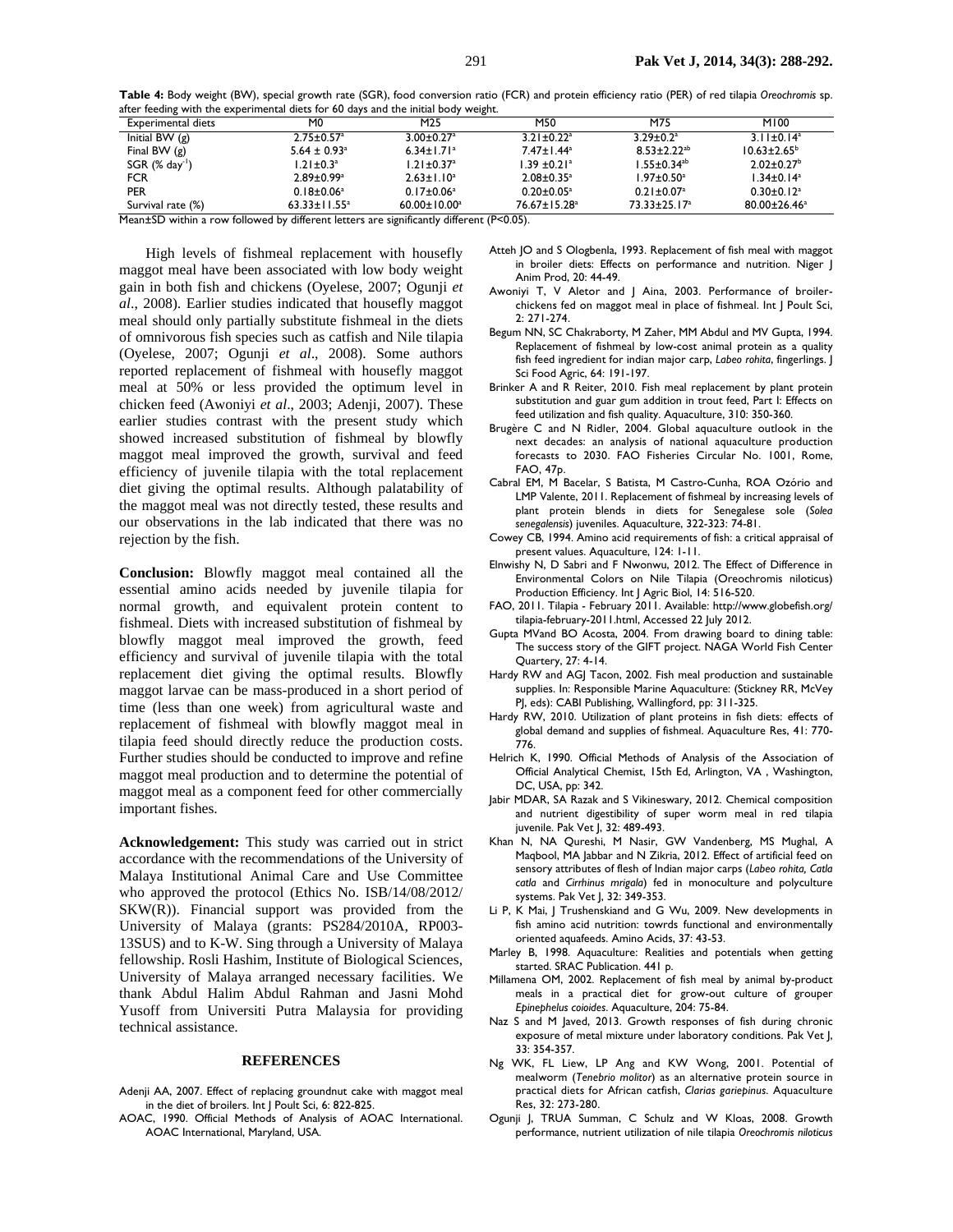**Table 4:** Body weight (BW), special growth rate (SGR), food conversion ratio (FCR) and protein efficiency ratio (PER) of red tilapia *Oreochromis* sp. after feeding with the experimental diets for 60 days and the initial body weight.

| Experimental diets | M0 | M25 | M50 | M75 | M100 |
|---|---|---|---|---|---|
| Initial BW (g) | 2.75±0.57[a] | 3.00±0.27[a] | 3.21±0.22[a] | 3.29±0.2[a] | 3.11±0.14[a] |
| Final BW (g) | 5.64 ± 0.93[a] | 6.34±1.71[a] | 7.47±1.44[a] | 8.53±2.22[ab] | 10.63±2.65[b] |
| SGR (% day$^{-1}$) | 1.21±0.3[a] | 1.21±0.37[a] | 1.39 ±0.21[a] | 1.55±0.34[ab] | 2.02±0.27[b] |
| FCR | 2.89±0.99[a] | 2.63±1.10[a] | 2.08±0.35[a] | 1.97±0.50[a] | 1.34±0.14[a] |
| PER | 0.18±0.06[a] | 0.17±0.06[a] | 0.20±0.05[a] | 0.21±0.07[a] | 0.30±0.12[a] |
| Survival rate (%) | 63.33±11.55[a] | 60.00±10.00[a] | 76.67±15.28[a] | 73.33±25.17[a] | 80.00±26.46[a] |

Mean±SD within a row followed by different letters are significantly different (P<0.05).

High levels of fishmeal replacement with housefly maggot meal have been associated with low body weight gain in both fish and chickens (Oyelese, 2007; Ogunji *et al*., 2008). Earlier studies indicated that housefly maggot meal should only partially substitute fishmeal in the diets of omnivorous fish species such as catfish and Nile tilapia (Oyelese, 2007; Ogunji *et al*., 2008). Some authors reported replacement of fishmeal with housefly maggot meal at 50% or less provided the optimum level in chicken feed (Awoniyi *et al*., 2003; Adenji, 2007). These earlier studies contrast with the present study which showed increased substitution of fishmeal by blowfly maggot meal improved the growth, survival and feed efficiency of juvenile tilapia with the total replacement diet giving the optimal results. Although palatability of the maggot meal was not directly tested, these results and our observations in the lab indicated that there was no rejection by the fish.

**Conclusion:** Blowfly maggot meal contained all the essential amino acids needed by juvenile tilapia for normal growth, and equivalent protein content to fishmeal. Diets with increased substitution of fishmeal by blowfly maggot meal improved the growth, feed efficiency and survival of juvenile tilapia with the total replacement diet giving the optimal results. Blowfly maggot larvae can be mass-produced in a short period of time (less than one week) from agricultural waste and replacement of fishmeal with blowfly maggot meal in tilapia feed should directly reduce the production costs. Further studies should be conducted to improve and refine maggot meal production and to determine the potential of maggot meal as a component feed for other commercially important fishes.

**Acknowledgement:** This study was carried out in strict accordance with the recommendations of the University of Malaya Institutional Animal Care and Use Committee who approved the protocol (Ethics No. ISB/14/08/2012/ SKW(R)). Financial support was provided from the University of Malaya (grants: PS284/2010A, RP003-13SUS) and to K-W. Sing through a University of Malaya fellowship. Rosli Hashim, Institute of Biological Sciences, University of Malaya arranged necessary facilities. We thank Abdul Halim Abdul Rahman and Jasni Mohd Yusoff from Universiti Putra Malaysia for providing technical assistance.

## REFERENCES

Adenji AA, 2007. Effect of replacing groundnut cake with maggot meal in the diet of broilers. Int J Poult Sci, 6: 822-825.

AOAC, 1990. Official Methods of Analysis of AOAC International. AOAC International, Maryland, USA.

Atteh JO and S Ologbenla, 1993. Replacement of fish meal with maggot in broiler diets: Effects on performance and nutrition. Niger J Anim Prod, 20: 44-49.

Awoniyi T, V Aletor and J Aina, 2003. Performance of broiler-chickens fed on maggot meal in place of fishmeal. Int J Poult Sci, 2: 271-274.

Begum NN, SC Chakraborty, M Zaher, MM Abdul and MV Gupta, 1994. Replacement of fishmeal by low-cost animal protein as a quality fish feed ingredient for indian major carp, *Labeo rohita*, fingerlings. J Sci Food Agric, 64: 191-197.

Brinker A and R Reiter, 2010. Fish meal replacement by plant protein substitution and guar gum addition in trout feed, Part I: Effects on feed utilization and fish quality. Aquaculture, 310: 350-360.

Brugère C and N Ridler, 2004. Global aquaculture outlook in the next decades: an analysis of national aquaculture production forecasts to 2030. FAO Fisheries Circular No. 1001, Rome, FAO, 47p.

Cabral EM, M Bacelar, S Batista, M Castro-Cunha, ROA Ozório and LMP Valente, 2011. Replacement of fishmeal by increasing levels of plant protein blends in diets for Senegalese sole (*Solea senegalensis*) juveniles. Aquaculture, 322-323: 74-81.

Cowey CB, 1994. Amino acid requirements of fish: a critical appraisal of present values. Aquaculture, 124: 1-11.

Elnwishy N, D Sabri and F Nwonwu, 2012. The Effect of Difference in Environmental Colors on Nile Tilapia (Oreochromis niloticus) Production Efficiency. Int J Agric Biol, 14: 516-520.

FAO, 2011. Tilapia - February 2011. Available: http://www.globefish.org/tilapia-february-2011.html, Accessed 22 July 2012.

Gupta MVand BO Acosta, 2004. From drawing board to dining table: The success story of the GIFT project. NAGA World Fish Center Quartery, 27: 4-14.

Hardy RW and AGJ Tacon, 2002. Fish meal production and sustainable supplies. In: Responsible Marine Aquaculture: (Stickney RR, McVey PJ, eds): CABI Publishing, Wallingford, pp: 311-325.

Hardy RW, 2010. Utilization of plant proteins in fish diets: effects of global demand and supplies of fishmeal. Aquaculture Res, 41: 770-776.

Helrich K, 1990. Official Methods of Analysis of the Association of Official Analytical Chemist, 15th Ed, Arlington, VA , Washington, DC, USA, pp: 342.

Jabir MDAR, SA Razak and S Vikineswary, 2012. Chemical composition and nutrient digestibility of super worm meal in red tilapia juvenile. Pak Vet J, 32: 489-493.

Khan N, NA Qureshi, M Nasir, GW Vandenberg, MS Mughal, A Maqbool, MA Jabbar and N Zikria, 2012. Effect of artificial feed on sensory attributes of flesh of Indian major carps (*Labeo rohita, Catla catla* and *Cirrhinus mrigala*) fed in monoculture and polyculture systems. Pak Vet J, 32: 349-353.

Li P, K Mai, J Trushenskiand and G Wu, 2009. New developments in fish amino acid nutrition: towrds functional and environmentally oriented aquafeeds. Amino Acids, 37: 43-53.

Marley B, 1998. Aquaculture: Realities and potentials when getting started. SRAC Publication. 441 p.

Millamena OM, 2002. Replacement of fish meal by animal by-product meals in a practical diet for grow-out culture of grouper *Epinephelus coioides*. Aquaculture, 204: 75-84.

Naz S and M Javed, 2013. Growth responses of fish during chronic exposure of metal mixture under laboratory conditions. Pak Vet J, 33: 354-357.

Ng WK, FL Liew, LP Ang and KW Wong, 2001. Potential of mealworm (*Tenebrio molitor*) as an alternative protein source in practical diets for African catfish, *Clarias gariepinus*. Aquaculture Res, 32: 273-280.

Ogunji J, TRUA Summan, C Schulz and W Kloas, 2008. Growth performance, nutrient utilization of nile tilapia *Oreochromis niloticus*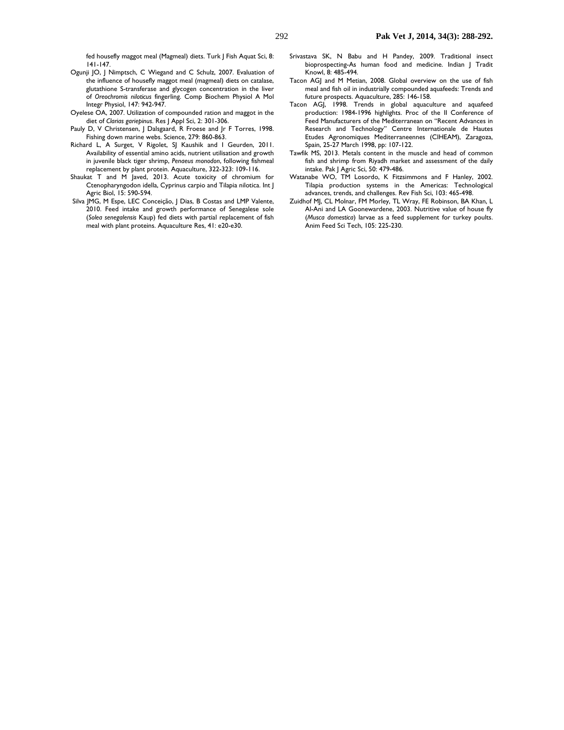fed housefly maggot meal (Magmeal) diets. Turk J Fish Aquat Sci, 8: 141-147.

Ogunji JO, J Nimptsch, C Wiegand and C Schulz, 2007. Evaluation of the influence of housefly maggot meal (magmeal) diets on catalase, glutathione S-transferase and glycogen concentration in the liver of *Oreochromis niloticus* fingerling. Comp Biochem Physiol A Mol Integr Physiol, 147: 942-947.

Oyelese OA, 2007. Utilization of compounded ration and maggot in the diet of *Clarias gariepinus*. Res J Appl Sci, 2: 301-306.

Pauly D, V Christensen, J Dalsgaard, R Froese and Jr F Torres, 1998. Fishing down marine webs. Science, 279: 860-863.

Richard L, A Surget, V Rigolet, SJ Kaushik and I Geurden, 2011. Availability of essential amino acids, nutrient utilisation and growth in juvenile black tiger shrimp, *Penaeus monodon*, following fishmeal replacement by plant protein. Aquaculture, 322-323: 109-116.

Shaukat T and M Javed, 2013. Acute toxicity of chromium for Ctenopharyngodon idella, Cyprinus carpio and Tilapia nilotica. Int J Agric Biol, 15: 590-594.

Silva JMG, M Espe, LEC Conceição, J Dias, B Costas and LMP Valente, 2010. Feed intake and growth performance of Senegalese sole (*Solea senegalensis* Kaup) fed diets with partial replacement of fish meal with plant proteins. Aquaculture Res, 41: e20-e30.

Srivastava SK, N Babu and H Pandey, 2009. Traditional insect bioprospecting-As human food and medicine. Indian J Tradit Knowl, 8: 485-494.

Tacon AGJ and M Metian, 2008. Global overview on the use of fish meal and fish oil in industrially compounded aquafeeds: Trends and future prospects. Aquaculture, 285: 146-158.

Tacon AGJ, 1998. Trends in global aquaculture and aquafeed production: 1984-1996 highlights. Proc of the II Conference of Feed Manufacturers of the Mediterranean on "Recent Advances in Research and Technology" Centre Internationale de Hautes Etudes Agronomiques Mediterraneennes (CIHEAM), Zaragoza, Spain, 25-27 March 1998, pp: 107-122.

Tawfik MS, 2013. Metals content in the muscle and head of common fish and shrimp from Riyadh market and assessment of the daily intake. Pak J Agric Sci, 50: 479-486.

Watanabe WO, TM Losordo, K Fitzsimmons and F Hanley, 2002. Tilapia production systems in the Americas: Technological advances, trends, and challenges. Rev Fish Sci, 103: 465-498.

Zuidhof MJ, CL Molnar, FM Morley, TL Wray, FE Robinson, BA Khan, L Al-Ani and LA Goonewardene, 2003. Nutritive value of house fly (*Musca domestica*) larvae as a feed supplement for turkey poults. Anim Feed Sci Tech, 105: 225-230.